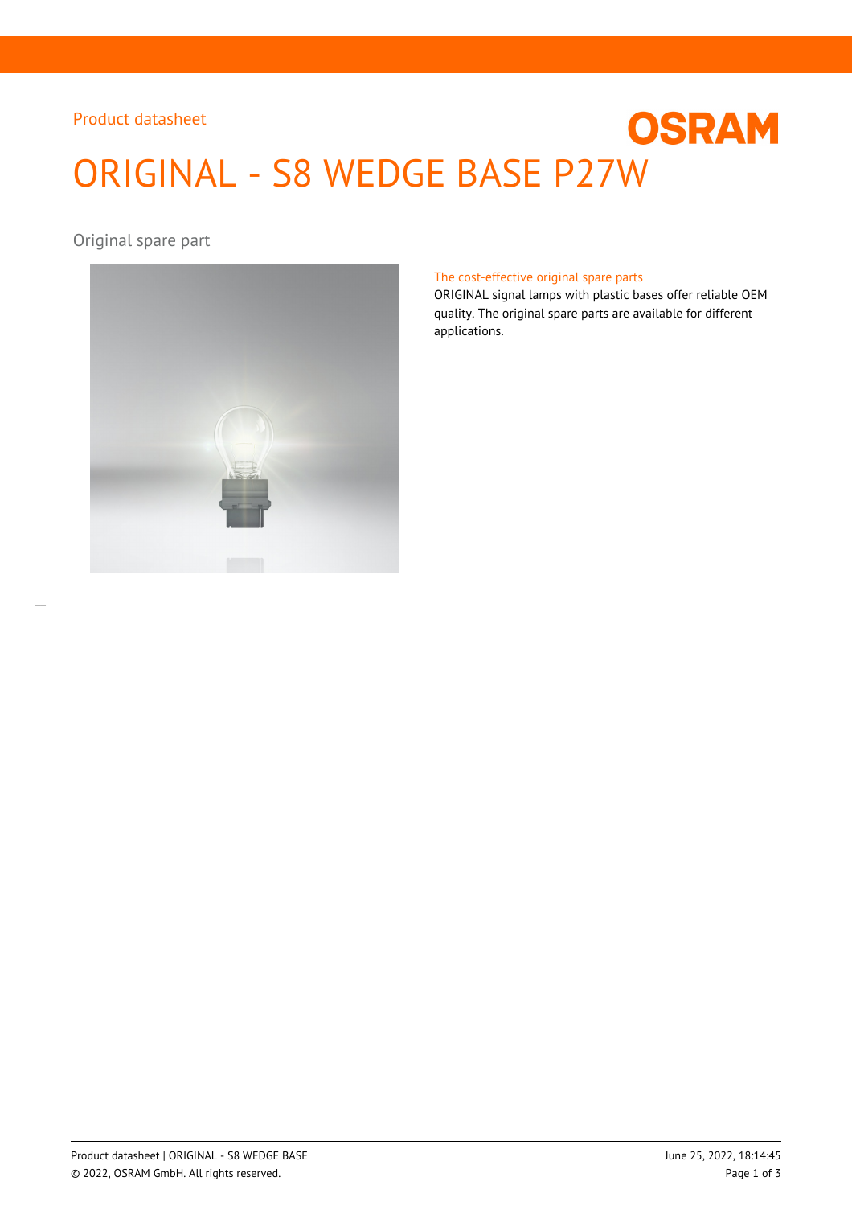Product datasheet

# ORIGINAL - S8 WEDGE BASE P27W

Original spare part

### The cost-effective original spare parts

ORIGINAL signal lamps with plastic bases offer reliable OEM quality. The original spare parts are available for different applications.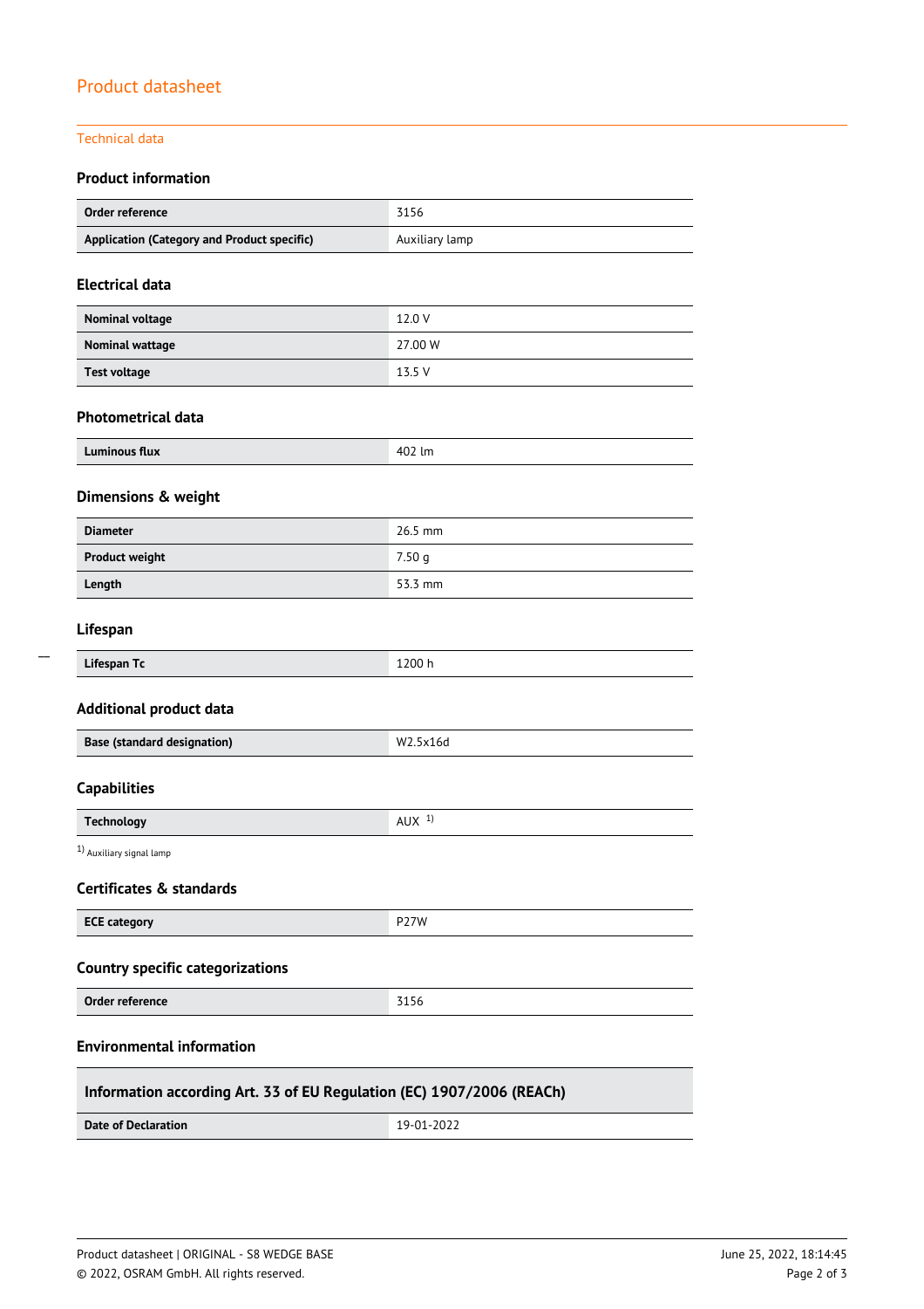# Product datasheet

## Technical data

### Product information

| | |
|---|---|
| **Order reference** | 3156 |
| **Application (Category and Product specific)** | Auxiliary lamp |

### Electrical data

| | |
|---|---|
| **Nominal voltage** | 12.0 V |
| **Nominal wattage** | 27.00 W |
| **Test voltage** | 13.5 V |

### Photometrical data

| | |
|---|---|
| **Luminous flux** | 402 lm |

### Dimensions & weight

| | |
|---|---|
| **Diameter** | 26.5 mm |
| **Product weight** | 7.50 g |
| **Length** | 53.3 mm |

### Lifespan

| | |
|---|---|
| **Lifespan Tc** | 1200 h |

### Additional product data

| | |
|---|---|
| **Base (standard designation)** | W2.5x16d |

### Capabilities

| | |
|---|---|
| **Technology** | AUX [1] |

[1] Auxiliary signal lamp

### Certificates & standards

| | |
|---|---|
| **ECE category** | P27W |

### Country specific categorizations

| | |
|---|---|
| **Order reference** | 3156 |

### Environmental information

| Information according Art. 33 of EU Regulation (EC) 1907/2006 (REACh) | |
|---|---|
| **Date of Declaration** | 19-01-2022 |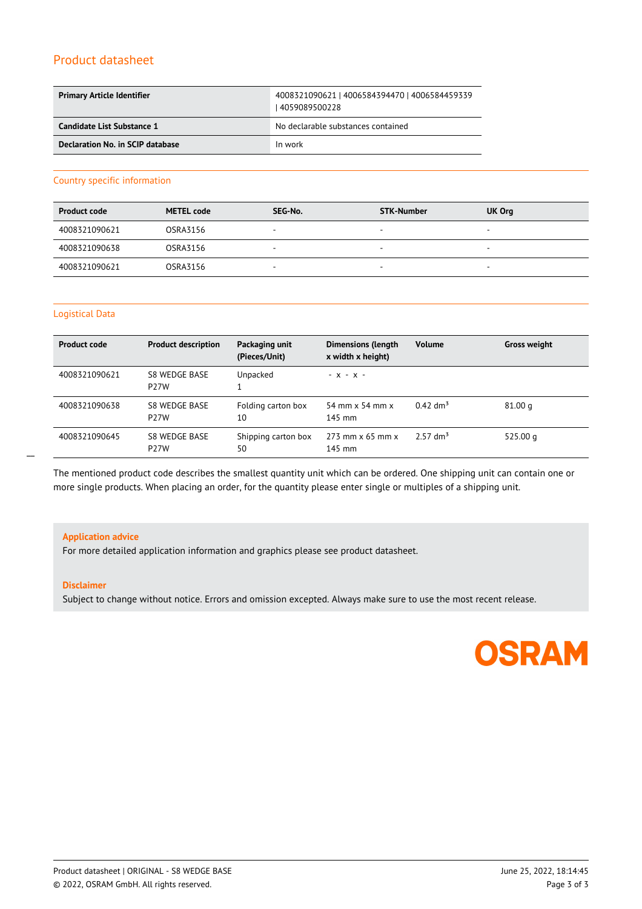## Product datasheet

| | |
|---|---|
| **Primary Article Identifier** | 4008321090621 \| 4006584394470 \| 4006584459339 \| 4059089500228 |
| **Candidate List Substance 1** | No declarable substances contained |
| **Declaration No. in SCIP database** | In work |

### Country specific information

| Product code | METEL code | SEG-No. | STK-Number | UK Org |
|---|---|---|---|---|
| 4008321090621 | OSRA3156 | - | - | - |
| 4008321090638 | OSRA3156 | - | - | - |
| 4008321090621 | OSRA3156 | - | - | - |

### Logistical Data

| Product code | Product description | Packaging unit (Pieces/Unit) | Dimensions (length x width x height) | Volume | Gross weight |
|---|---|---|---|---|---|
| 4008321090621 | S8 WEDGE BASE P27W | Unpacked 1 | - x - x - | | |
| 4008321090638 | S8 WEDGE BASE P27W | Folding carton box 10 | 54 mm x 54 mm x 145 mm | 0.42 $dm^3$ | 81.00 g |
| 4008321090645 | S8 WEDGE BASE P27W | Shipping carton box 50 | 273 mm x 65 mm x 145 mm | 2.57 $dm^3$ | 525.00 g |

The mentioned product code describes the smallest quantity unit which can be ordered. One shipping unit can contain one or more single products. When placing an order, for the quantity please enter single or multiples of a shipping unit.

**Application advice**

For more detailed application information and graphics please see product datasheet.

**Disclaimer**

Subject to change without notice. Errors and omission excepted. Always make sure to use the most recent release.

OSRAM